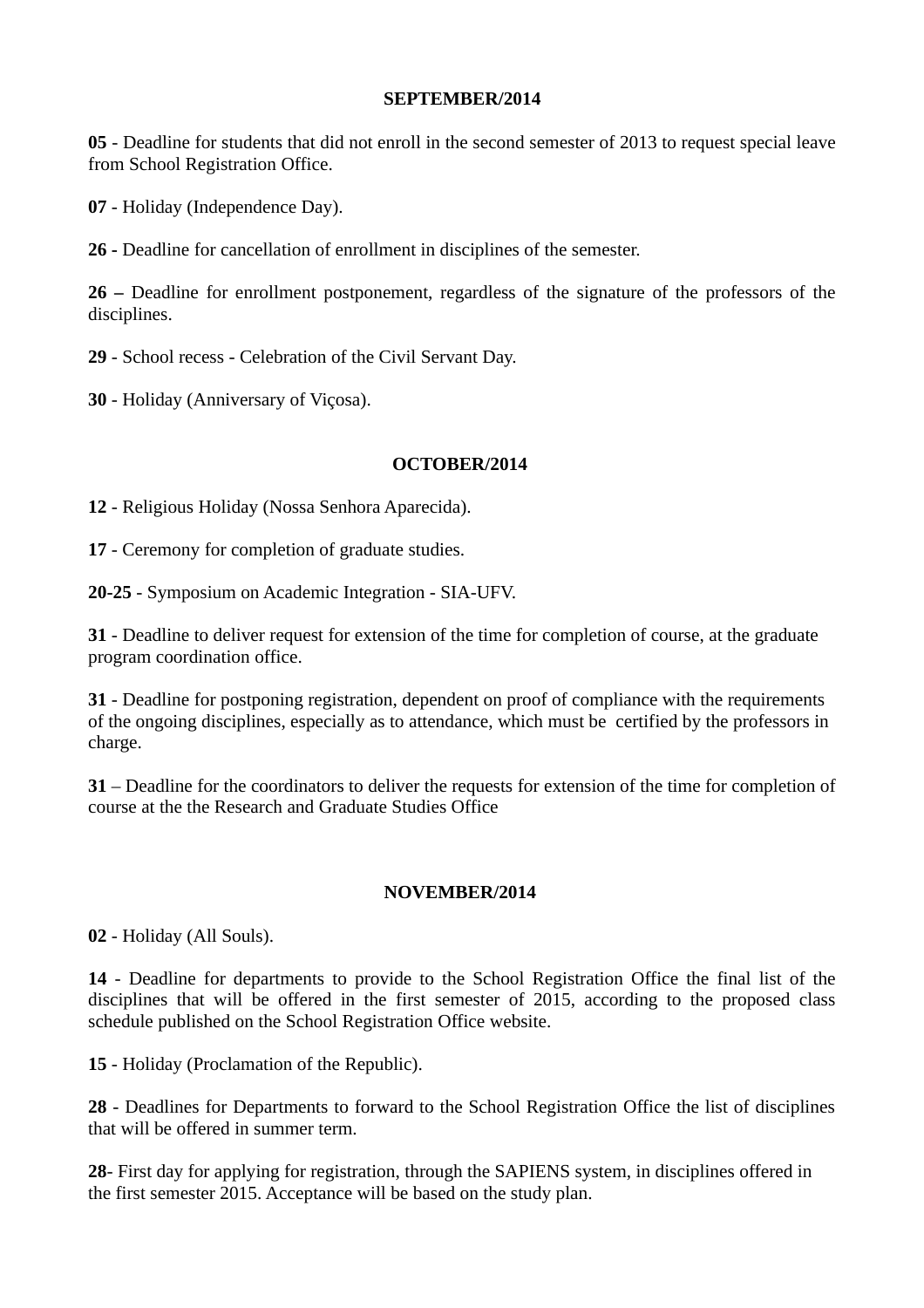## SEPTEMBER/2014

**05** - Deadline for students that did not enroll in the second semester of 2013 to request special leave from School Registration Office.

**07** - Holiday (Independence Day).

**26 -** Deadline for cancellation of enrollment in disciplines of the semester.

**26 –** Deadline for enrollment postponement, regardless of the signature of the professors of the disciplines.

**29** - School recess - Celebration of the Civil Servant Day.

**30** - Holiday (Anniversary of Viçosa).

## OCTOBER/2014

**12** - Religious Holiday (Nossa Senhora Aparecida).

**17** - Ceremony for completion of graduate studies.

**20-25** - Symposium on Academic Integration - SIA-UFV.

**31** - Deadline to deliver request for extension of the time for completion of course, at the graduate program coordination office.

**31** - Deadline for postponing registration, dependent on proof of compliance with the requirements of the ongoing disciplines, especially as to attendance, which must be certified by the professors in charge.

**31** – Deadline for the coordinators to deliver the requests for extension of the time for completion of course at the the Research and Graduate Studies Office

## NOVEMBER/2014

**02** - Holiday (All Souls).

**14** - Deadline for departments to provide to the School Registration Office the final list of the disciplines that will be offered in the first semester of 2015, according to the proposed class schedule published on the School Registration Office website.

**15** - Holiday (Proclamation of the Republic).

**28** - Deadlines for Departments to forward to the School Registration Office the list of disciplines that will be offered in summer term.

**28**- First day for applying for registration, through the SAPIENS system, in disciplines offered in the first semester 2015. Acceptance will be based on the study plan.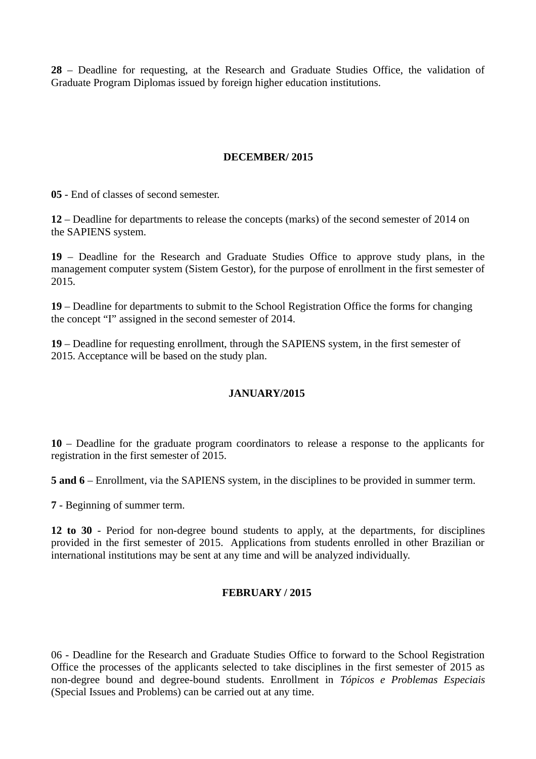**28** – Deadline for requesting, at the Research and Graduate Studies Office, the validation of Graduate Program Diplomas issued by foreign higher education institutions.

## DECEMBER/ 2015

**05** - End of classes of second semester.

**12** – Deadline for departments to release the concepts (marks) of the second semester of 2014 on the SAPIENS system.

**19** – Deadline for the Research and Graduate Studies Office to approve study plans, in the management computer system (Sistem Gestor), for the purpose of enrollment in the first semester of 2015.

**19** – Deadline for departments to submit to the School Registration Office the forms for changing the concept "I" assigned in the second semester of 2014.

**19** – Deadline for requesting enrollment, through the SAPIENS system, in the first semester of 2015. Acceptance will be based on the study plan.

## JANUARY/2015

**10** – Deadline for the graduate program coordinators to release a response to the applicants for registration in the first semester of 2015.

**5 and 6** – Enrollment, via the SAPIENS system, in the disciplines to be provided in summer term.

**7** - Beginning of summer term.

**12 to 30** - Period for non-degree bound students to apply, at the departments, for disciplines provided in the first semester of 2015. Applications from students enrolled in other Brazilian or international institutions may be sent at any time and will be analyzed individually.

## FEBRUARY / 2015

06 - Deadline for the Research and Graduate Studies Office to forward to the School Registration Office the processes of the applicants selected to take disciplines in the first semester of 2015 as non-degree bound and degree-bound students. Enrollment in *Tópicos e Problemas Especiais* (Special Issues and Problems) can be carried out at any time.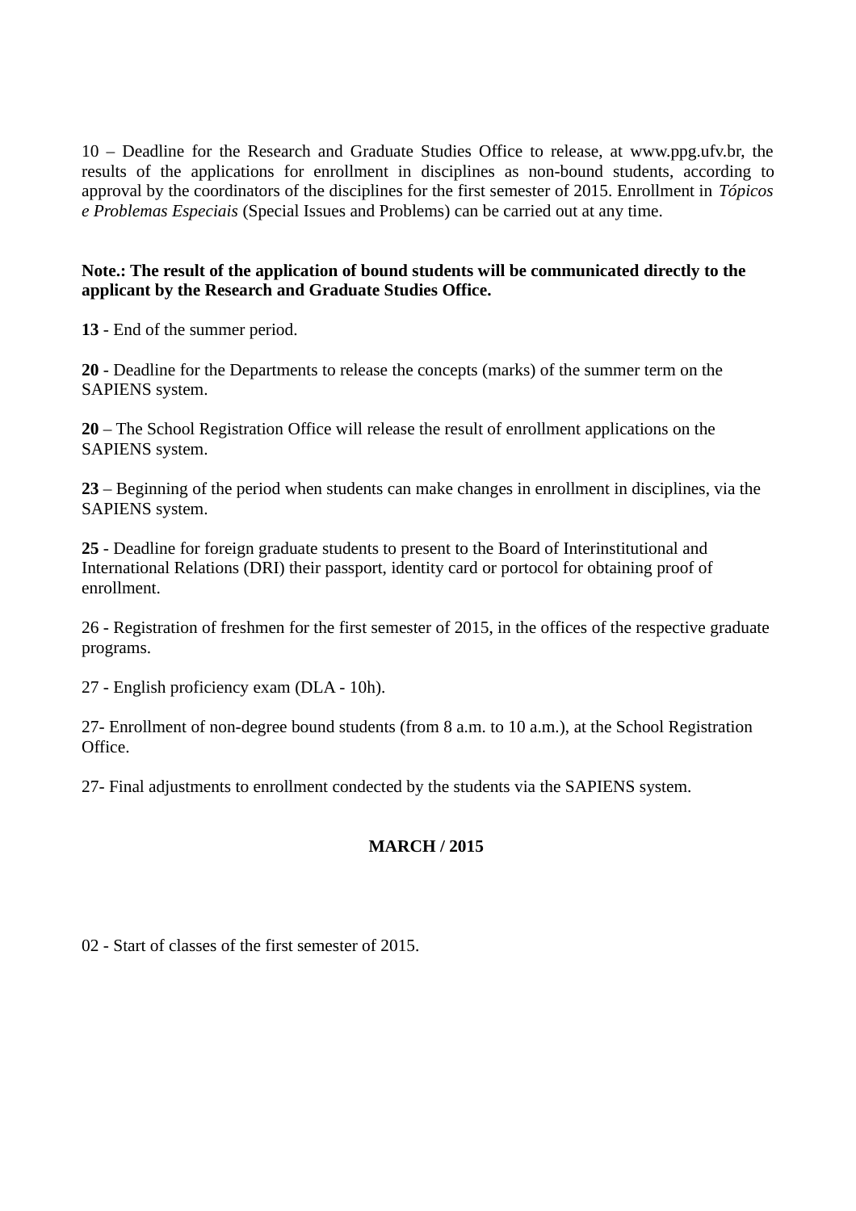10 – Deadline for the Research and Graduate Studies Office to release, at www.ppg.ufv.br, the results of the applications for enrollment in disciplines as non-bound students, according to approval by the coordinators of the disciplines for the first semester of 2015. Enrollment in *Tópicos e Problemas Especiais* (Special Issues and Problems) can be carried out at any time.

**Note.: The result of the application of bound students will be communicated directly to the applicant by the Research and Graduate Studies Office.**

**13** - End of the summer period.

**20** - Deadline for the Departments to release the concepts (marks) of the summer term on the SAPIENS system.

**20** – The School Registration Office will release the result of enrollment applications on the SAPIENS system.

**23** – Beginning of the period when students can make changes in enrollment in disciplines, via the SAPIENS system.

**25** - Deadline for foreign graduate students to present to the Board of Interinstitutional and International Relations (DRI) their passport, identity card or portocol for obtaining proof of enrollment.

26 - Registration of freshmen for the first semester of 2015, in the offices of the respective graduate programs.

27 - English proficiency exam (DLA - 10h).

27- Enrollment of non-degree bound students (from 8 a.m. to 10 a.m.), at the School Registration Office.

27- Final adjustments to enrollment condected by the students via the SAPIENS system.

**MARCH / 2015**

02 - Start of classes of the first semester of 2015.